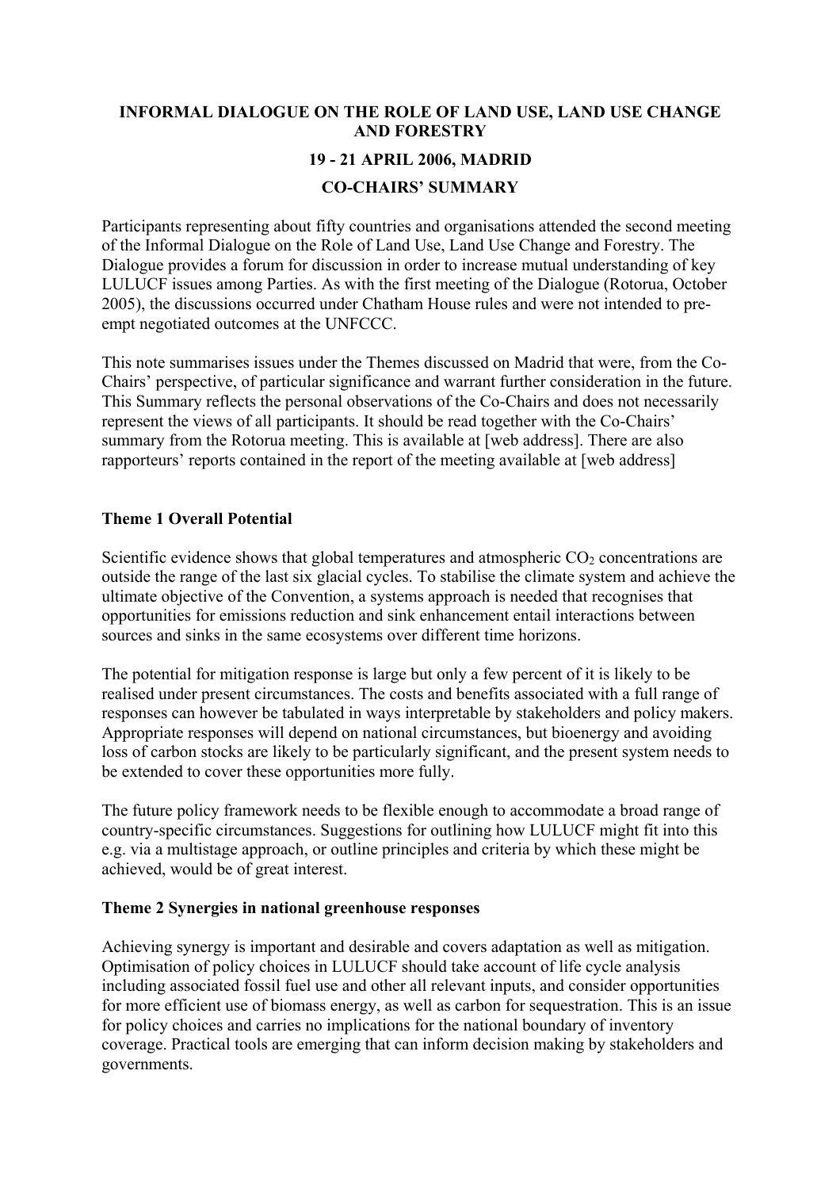**INFORMAL DIALOGUE ON THE ROLE OF LAND USE, LAND USE CHANGE AND FORESTRY**

**19 - 21 APRIL 2006, MADRID**

**CO-CHAIRS' SUMMARY**

Participants representing about fifty countries and organisations attended the second meeting of the Informal Dialogue on the Role of Land Use, Land Use Change and Forestry. The Dialogue provides a forum for discussion in order to increase mutual understanding of key LULUCF issues among Parties. As with the first meeting of the Dialogue (Rotorua, October 2005), the discussions occurred under Chatham House rules and were not intended to pre-empt negotiated outcomes at the UNFCCC.

This note summarises issues under the Themes discussed on Madrid that were, from the Co-Chairs' perspective, of particular significance and warrant further consideration in the future. This Summary reflects the personal observations of the Co-Chairs and does not necessarily represent the views of all participants. It should be read together with the Co-Chairs' summary from the Rotorua meeting. This is available at [web address]. There are also rapporteurs' reports contained in the report of the meeting available at [web address]

**Theme 1 Overall Potential**

Scientific evidence shows that global temperatures and atmospheric $CO_2$ concentrations are outside the range of the last six glacial cycles. To stabilise the climate system and achieve the ultimate objective of the Convention, a systems approach is needed that recognises that opportunities for emissions reduction and sink enhancement entail interactions between sources and sinks in the same ecosystems over different time horizons.

The potential for mitigation response is large but only a few percent of it is likely to be realised under present circumstances. The costs and benefits associated with a full range of responses can however be tabulated in ways interpretable by stakeholders and policy makers. Appropriate responses will depend on national circumstances, but bioenergy and avoiding loss of carbon stocks are likely to be particularly significant, and the present system needs to be extended to cover these opportunities more fully.

The future policy framework needs to be flexible enough to accommodate a broad range of country-specific circumstances. Suggestions for outlining how LULUCF might fit into this e.g. via a multistage approach, or outline principles and criteria by which these might be achieved, would be of great interest.

**Theme 2 Synergies in national greenhouse responses**

Achieving synergy is important and desirable and covers adaptation as well as mitigation. Optimisation of policy choices in LULUCF should take account of life cycle analysis including associated fossil fuel use and other all relevant inputs, and consider opportunities for more efficient use of biomass energy, as well as carbon for sequestration. This is an issue for policy choices and carries no implications for the national boundary of inventory coverage. Practical tools are emerging that can inform decision making by stakeholders and governments.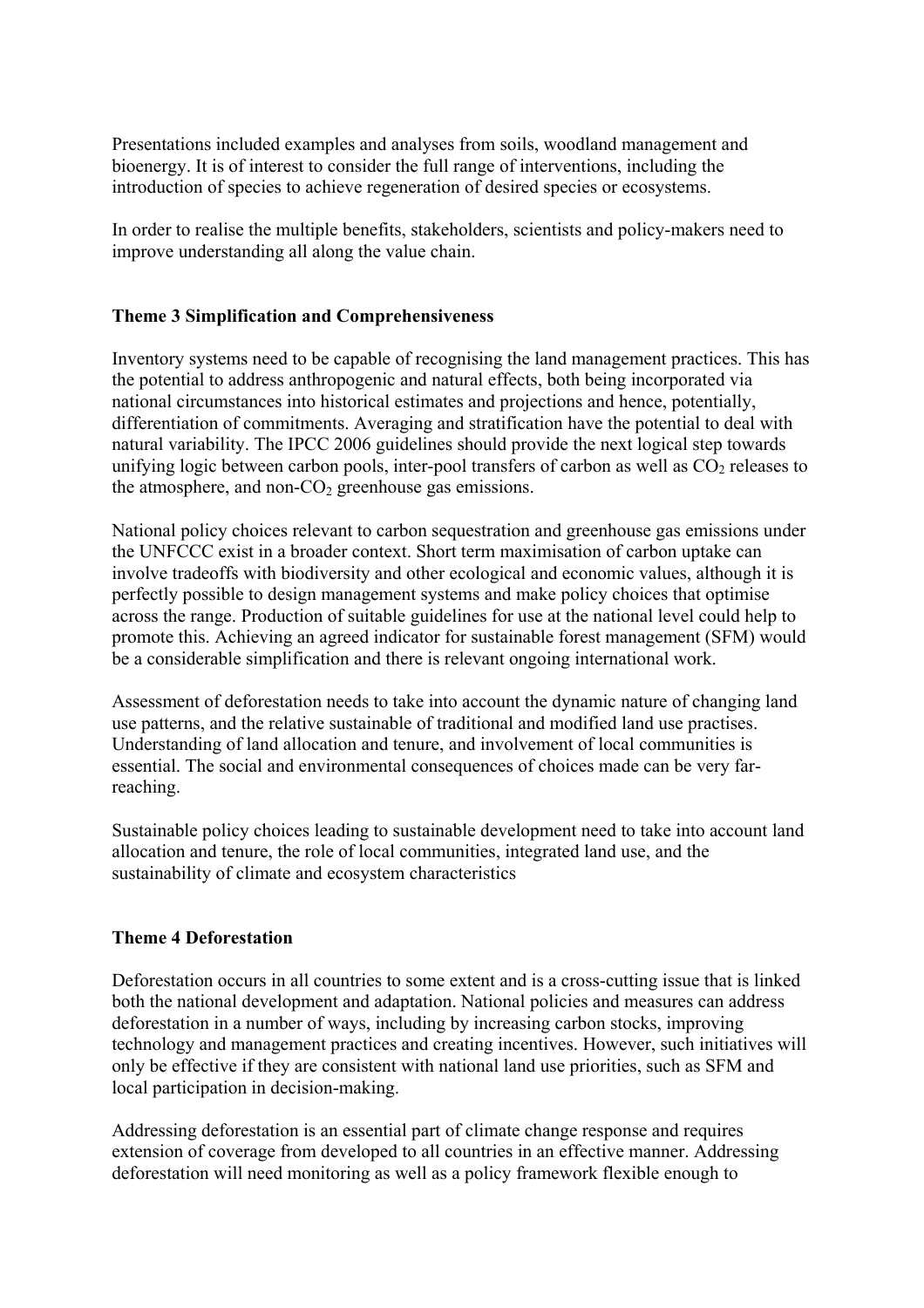Presentations included examples and analyses from soils, woodland management and bioenergy. It is of interest to consider the full range of interventions, including the introduction of species to achieve regeneration of desired species or ecosystems.

In order to realise the multiple benefits, stakeholders, scientists and policy-makers need to improve understanding all along the value chain.

**Theme 3 Simplification and Comprehensiveness**

Inventory systems need to be capable of recognising the land management practices. This has the potential to address anthropogenic and natural effects, both being incorporated via national circumstances into historical estimates and projections and hence, potentially, differentiation of commitments. Averaging and stratification have the potential to deal with natural variability. The IPCC 2006 guidelines should provide the next logical step towards unifying logic between carbon pools, inter-pool transfers of carbon as well as $CO_2$ releases to the atmosphere, and non-$CO_2$ greenhouse gas emissions.

National policy choices relevant to carbon sequestration and greenhouse gas emissions under the UNFCCC exist in a broader context. Short term maximisation of carbon uptake can involve tradeoffs with biodiversity and other ecological and economic values, although it is perfectly possible to design management systems and make policy choices that optimise across the range. Production of suitable guidelines for use at the national level could help to promote this. Achieving an agreed indicator for sustainable forest management (SFM) would be a considerable simplification and there is relevant ongoing international work.

Assessment of deforestation needs to take into account the dynamic nature of changing land use patterns, and the relative sustainable of traditional and modified land use practises. Understanding of land allocation and tenure, and involvement of local communities is essential. The social and environmental consequences of choices made can be very far-reaching.

Sustainable policy choices leading to sustainable development need to take into account land allocation and tenure, the role of local communities, integrated land use, and the sustainability of climate and ecosystem characteristics

**Theme 4 Deforestation**

Deforestation occurs in all countries to some extent and is a cross-cutting issue that is linked both the national development and adaptation. National policies and measures can address deforestation in a number of ways, including by increasing carbon stocks, improving technology and management practices and creating incentives. However, such initiatives will only be effective if they are consistent with national land use priorities, such as SFM and local participation in decision-making.

Addressing deforestation is an essential part of climate change response and requires extension of coverage from developed to all countries in an effective manner. Addressing deforestation will need monitoring as well as a policy framework flexible enough to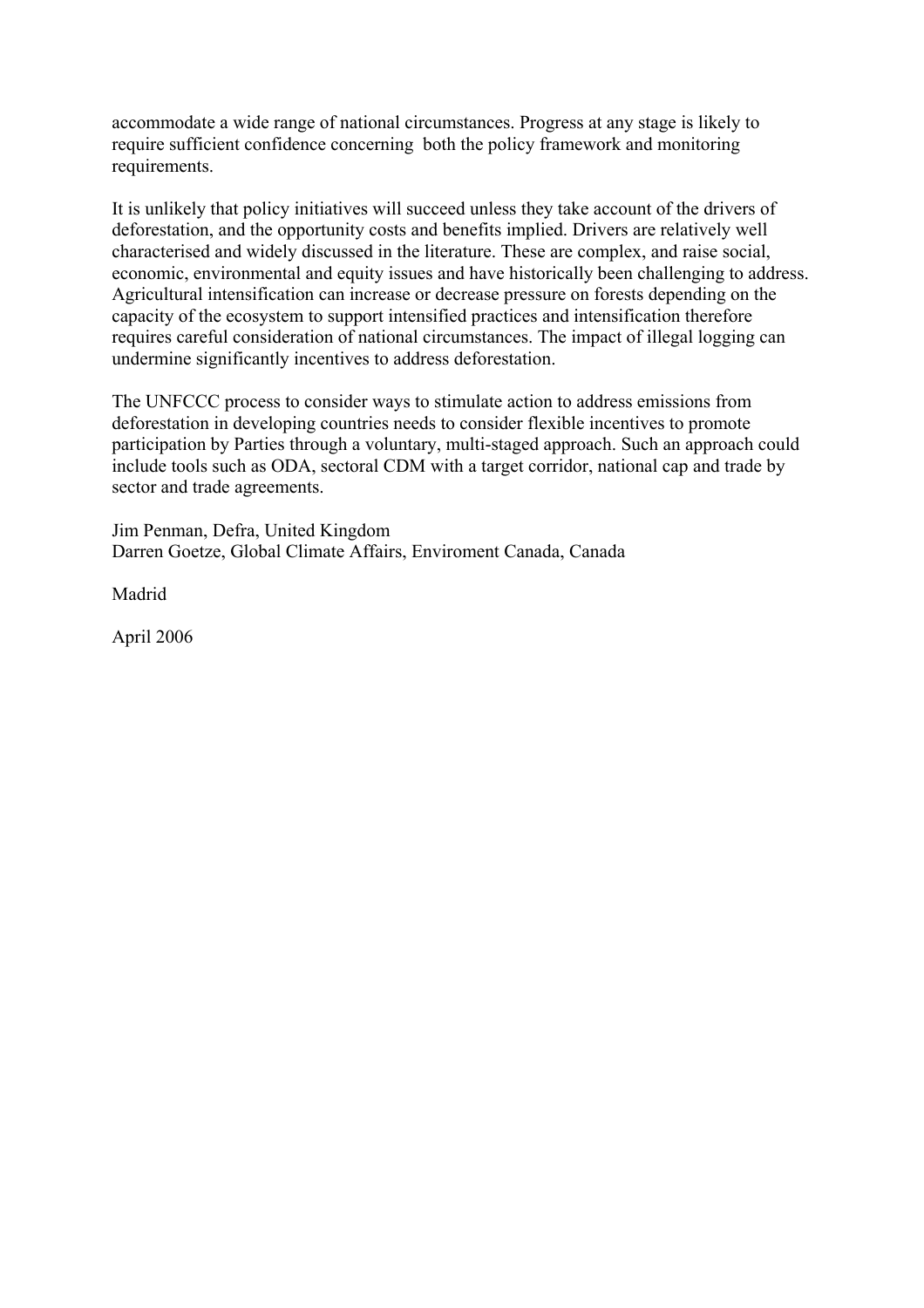accommodate a wide range of national circumstances. Progress at any stage is likely to require sufficient confidence concerning both the policy framework and monitoring requirements.

It is unlikely that policy initiatives will succeed unless they take account of the drivers of deforestation, and the opportunity costs and benefits implied. Drivers are relatively well characterised and widely discussed in the literature. These are complex, and raise social, economic, environmental and equity issues and have historically been challenging to address. Agricultural intensification can increase or decrease pressure on forests depending on the capacity of the ecosystem to support intensified practices and intensification therefore requires careful consideration of national circumstances. The impact of illegal logging can undermine significantly incentives to address deforestation.

The UNFCCC process to consider ways to stimulate action to address emissions from deforestation in developing countries needs to consider flexible incentives to promote participation by Parties through a voluntary, multi-staged approach. Such an approach could include tools such as ODA, sectoral CDM with a target corridor, national cap and trade by sector and trade agreements.

Jim Penman, Defra, United Kingdom
Darren Goetze, Global Climate Affairs, Enviroment Canada, Canada

Madrid

April 2006